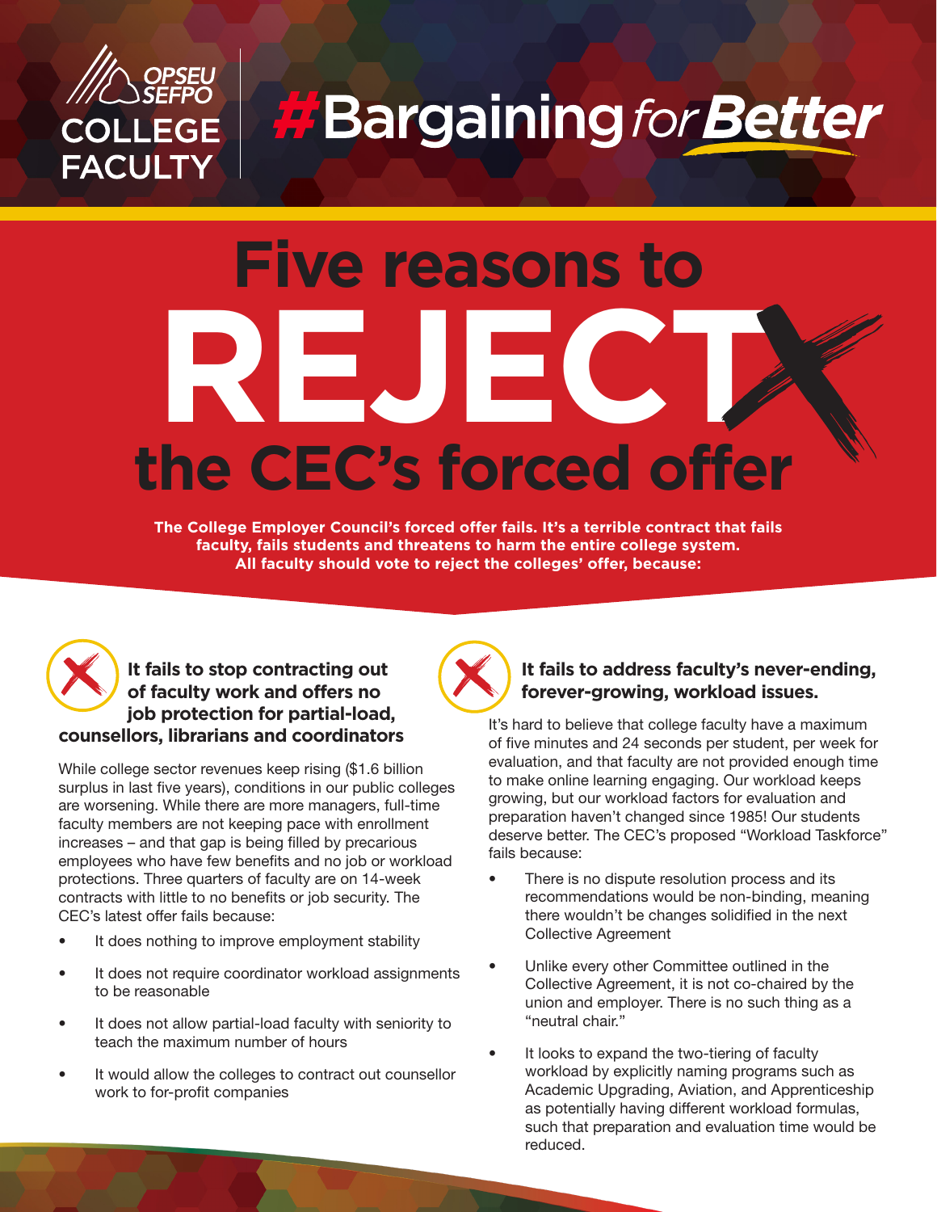OPSEU SEFPO COLLEGE FACULTY

#Bargaining for Better

# Five reasons to REJECT the CEC's forced offer

**The College Employer Council's forced offer fails. It's a terrible contract that fails faculty, fails students and threatens to harm the entire college system. All faculty should vote to reject the colleges' offer, because:**

### It fails to stop contracting out of faculty work and offers no job protection for partial-load, counsellors, librarians and coordinators

While college sector revenues keep rising ($1.6 billion surplus in last five years), conditions in our public colleges are worsening. While there are more managers, full-time faculty members are not keeping pace with enrollment increases – and that gap is being filled by precarious employees who have few benefits and no job or workload protections. Three quarters of faculty are on 14-week contracts with little to no benefits or job security. The CEC's latest offer fails because:

- It does nothing to improve employment stability
- It does not require coordinator workload assignments to be reasonable
- It does not allow partial-load faculty with seniority to teach the maximum number of hours
- It would allow the colleges to contract out counsellor work to for-profit companies

### It fails to address faculty's never-ending, forever-growing, workload issues.

It's hard to believe that college faculty have a maximum of five minutes and 24 seconds per student, per week for evaluation, and that faculty are not provided enough time to make online learning engaging. Our workload keeps growing, but our workload factors for evaluation and preparation haven't changed since 1985! Our students deserve better. The CEC's proposed "Workload Taskforce" fails because:

- There is no dispute resolution process and its recommendations would be non-binding, meaning there wouldn't be changes solidified in the next Collective Agreement
- Unlike every other Committee outlined in the Collective Agreement, it is not co-chaired by the union and employer. There is no such thing as a "neutral chair."
- It looks to expand the two-tiering of faculty workload by explicitly naming programs such as Academic Upgrading, Aviation, and Apprenticeship as potentially having different workload formulas, such that preparation and evaluation time would be reduced.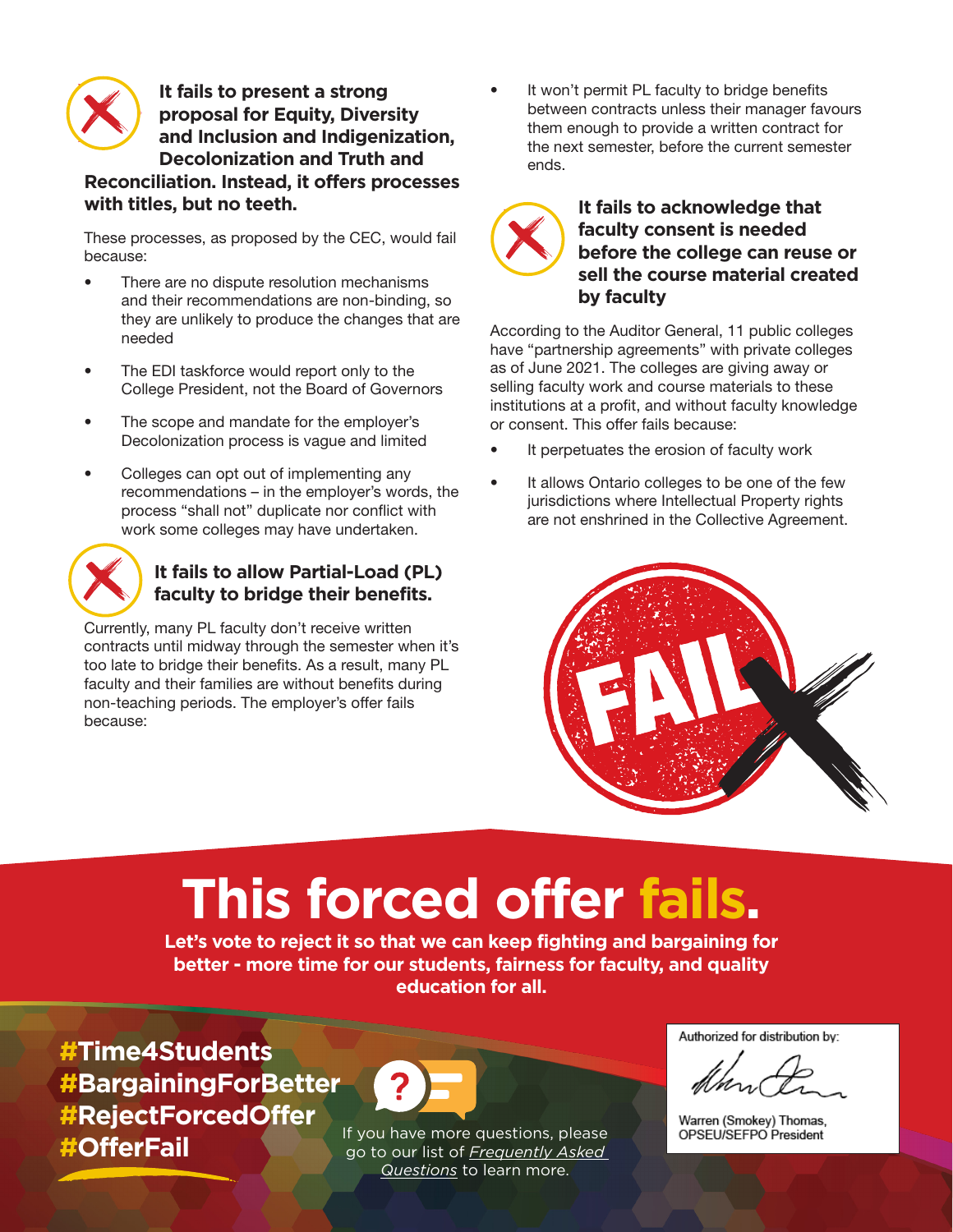### It fails to present a strong proposal for Equity, Diversity and Inclusion and Indigenization, Decolonization and Truth and Reconciliation. Instead, it offers processes with titles, but no teeth.

These processes, as proposed by the CEC, would fail because:

- There are no dispute resolution mechanisms and their recommendations are non-binding, so they are unlikely to produce the changes that are needed
- The EDI taskforce would report only to the College President, not the Board of Governors
- The scope and mandate for the employer's Decolonization process is vague and limited
- Colleges can opt out of implementing any recommendations – in the employer's words, the process "shall not" duplicate nor conflict with work some colleges may have undertaken.

### It fails to allow Partial-Load (PL) faculty to bridge their benefits.

Currently, many PL faculty don't receive written contracts until midway through the semester when it's too late to bridge their benefits. As a result, many PL faculty and their families are without benefits during non-teaching periods. The employer's offer fails because:

- It won't permit PL faculty to bridge benefits between contracts unless their manager favours them enough to provide a written contract for the next semester, before the current semester ends.

### It fails to acknowledge that faculty consent is needed before the college can reuse or sell the course material created by faculty

According to the Auditor General, 11 public colleges have "partnership agreements" with private colleges as of June 2021. The colleges are giving away or selling faculty work and course materials to these institutions at a profit, and without faculty knowledge or consent. This offer fails because:

- It perpetuates the erosion of faculty work
- It allows Ontario colleges to be one of the few jurisdictions where Intellectual Property rights are not enshrined in the Collective Agreement.

FAIL

# This forced offer fails.

**Let's vote to reject it so that we can keep fighting and bargaining for better - more time for our students, fairness for faculty, and quality education for all.**

**#Time4Students**
**#BargainingForBetter**
**#RejectForcedOffer**
**#OfferFail**

If you have more questions, please go to our list of *Frequently Asked Questions* to learn more.

Authorized for distribution by:

Warren (Smokey) Thomas,
OPSEU/SEFPO President